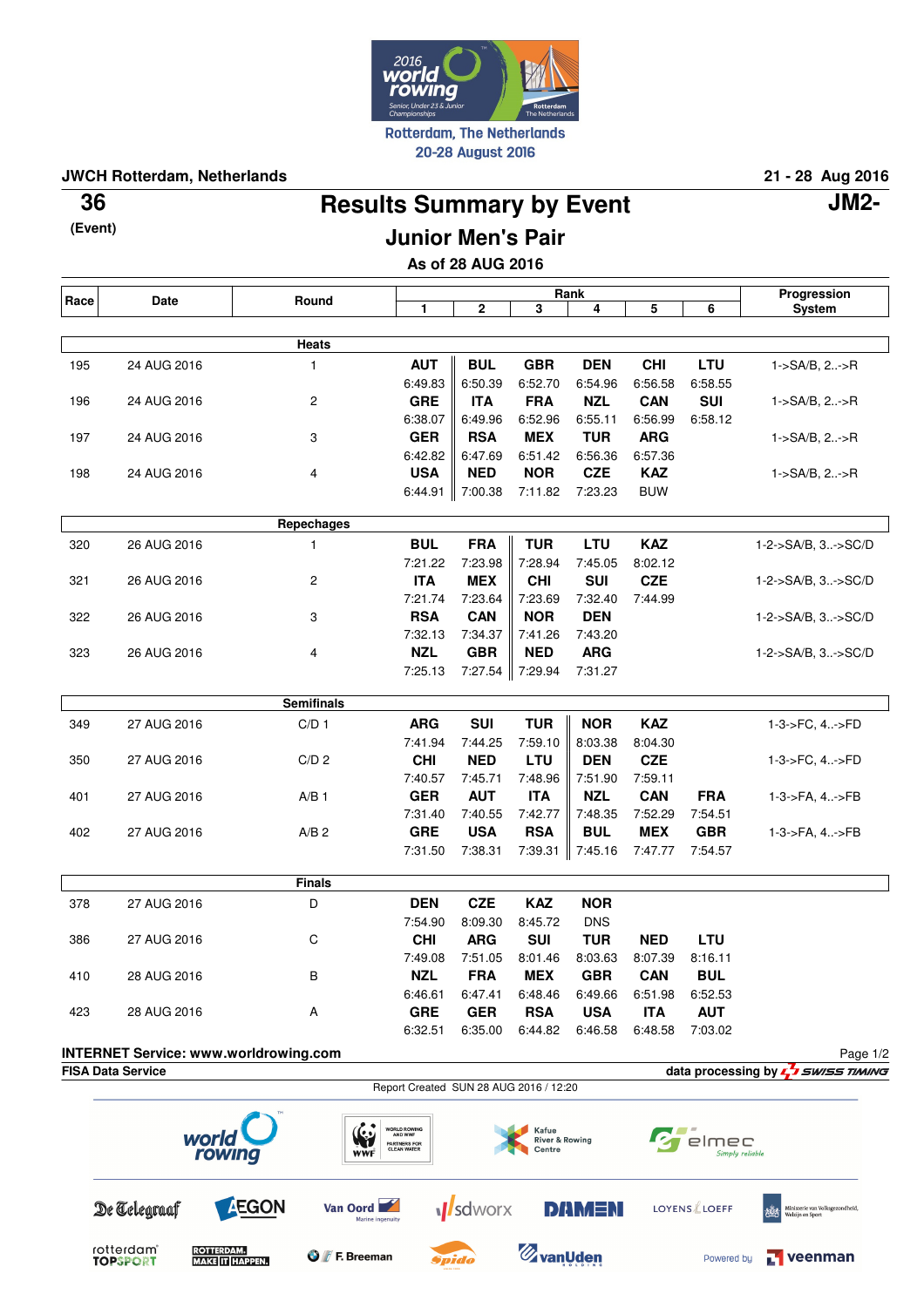2016 world rowing
Senior, Under 23 & Junior Championships
Rotterdam, The Netherlands
20-28 August 2016

**JWCH Rotterdam, Netherlands** — **21 - 28 Aug 2016**

**36** (Event) — **JM2-**

# Results Summary by Event

## Junior Men's Pair

### As of 28 AUG 2016

| Race | Date | Round | Rank 1 | 2 | 3 | 4 | 5 | 6 | Progression System |
|---|---|---|---|---|---|---|---|---|---|
| | | **Heats** | | | | | | | |
| 195 | 24 AUG 2016 | 1 | **AUT** 6:49.83 | **BUL** 6:50.39 | **GBR** 6:52.70 | **DEN** 6:54.96 | **CHI** 6:56.58 | **LTU** 6:58.55 | 1->SA/B, 2..->R |
| 196 | 24 AUG 2016 | 2 | **GRE** 6:38.07 | **ITA** 6:49.96 | **FRA** 6:52.96 | **NZL** 6:55.11 | **CAN** 6:56.99 | **SUI** 6:58.12 | 1->SA/B, 2..->R |
| 197 | 24 AUG 2016 | 3 | **GER** 6:42.82 | **RSA** 6:47.69 | **MEX** 6:51.42 | **TUR** 6:56.36 | **ARG** 6:57.36 | | 1->SA/B, 2..->R |
| 198 | 24 AUG 2016 | 4 | **USA** 6:44.91 | **NED** 7:00.38 | **NOR** 7:11.82 | **CZE** 7:23.23 | **KAZ** BUW | | 1->SA/B, 2..->R |
| | | **Repechages** | | | | | | | |
| 320 | 26 AUG 2016 | 1 | **BUL** 7:21.22 | **FRA** 7:23.98 | **TUR** 7:28.94 | **LTU** 7:45.05 | **KAZ** 8:02.12 | | 1-2->SA/B, 3..->SC/D |
| 321 | 26 AUG 2016 | 2 | **ITA** 7:21.74 | **MEX** 7:23.64 | **CHI** 7:23.69 | **SUI** 7:32.40 | **CZE** 7:44.99 | | 1-2->SA/B, 3..->SC/D |
| 322 | 26 AUG 2016 | 3 | **RSA** 7:32.13 | **CAN** 7:34.37 | **NOR** 7:41.26 | **DEN** 7:43.20 | | | 1-2->SA/B, 3..->SC/D |
| 323 | 26 AUG 2016 | 4 | **NZL** 7:25.13 | **GBR** 7:27.54 | **NED** 7:29.94 | **ARG** 7:31.27 | | | 1-2->SA/B, 3..->SC/D |
| | | **Semifinals** | | | | | | | |
| 349 | 27 AUG 2016 | C/D 1 | **ARG** 7:41.94 | **SUI** 7:44.25 | **TUR** 7:59.10 | **NOR** 8:03.38 | **KAZ** 8:04.30 | | 1-3->FC, 4..->FD |
| 350 | 27 AUG 2016 | C/D 2 | **CHI** 7:40.57 | **NED** 7:45.71 | **LTU** 7:48.96 | **DEN** 7:51.90 | **CZE** 7:59.11 | | 1-3->FC, 4..->FD |
| 401 | 27 AUG 2016 | A/B 1 | **GER** 7:31.40 | **AUT** 7:40.55 | **ITA** 7:42.77 | **NZL** 7:48.35 | **CAN** 7:52.29 | **FRA** 7:54.51 | 1-3->FA, 4..->FB |
| 402 | 27 AUG 2016 | A/B 2 | **GRE** 7:31.50 | **USA** 7:38.31 | **RSA** 7:39.31 | **BUL** 7:45.16 | **MEX** 7:47.77 | **GBR** 7:54.57 | 1-3->FA, 4..->FB |
| | | **Finals** | | | | | | | |
| 378 | 27 AUG 2016 | D | **DEN** 7:54.90 | **CZE** 8:09.30 | **KAZ** 8:45.72 | **NOR** DNS | | | |
| 386 | 27 AUG 2016 | C | **CHI** 7:49.08 | **ARG** 7:51.05 | **SUI** 8:01.46 | **TUR** 8:03.63 | **NED** 8:07.39 | **LTU** 8:16.11 | |
| 410 | 28 AUG 2016 | B | **NZL** 6:46.61 | **FRA** 6:47.41 | **MEX** 6:48.46 | **GBR** 6:49.66 | **CAN** 6:51.98 | **BUL** 6:52.53 | |
| 423 | 28 AUG 2016 | A | **GRE** 6:32.51 | **GER** 6:35.00 | **RSA** 6:44.82 | **USA** 6:46.58 | **ITA** 6:48.58 | **AUT** 7:03.02 | |

**INTERNET Service: www.worldrowing.com**

**FISA Data Service** — **data processing by SWISS TIMING**

Report Created SUN 28 AUG 2016 / 12:20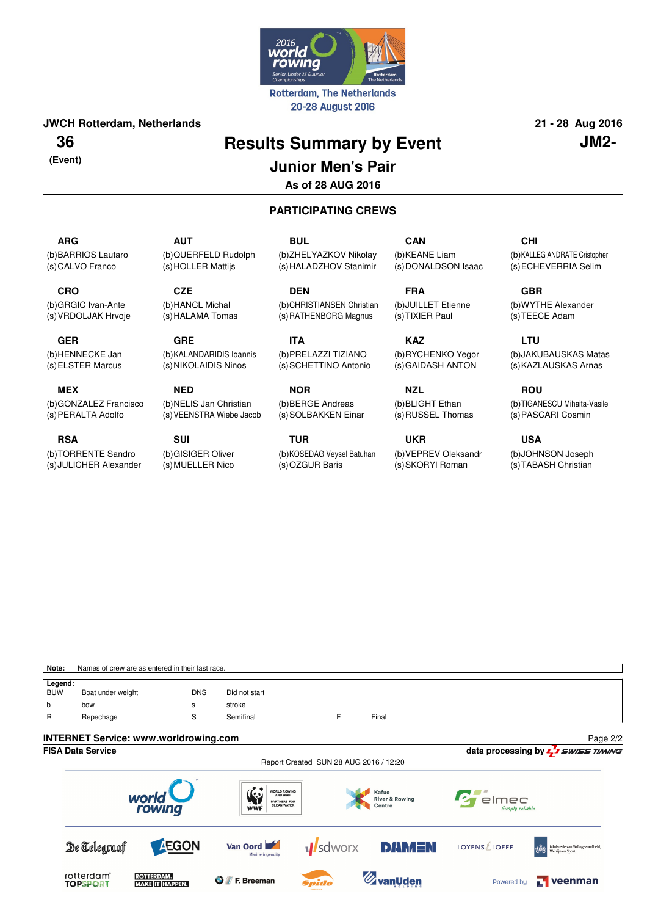JWCH Rotterdam, Netherlands | 21 - 28 Aug 2016

**36** (Event)

# Results Summary by Event

**JM2-**

## Junior Men's Pair

As of 28 AUG 2016

### PARTICIPATING CREWS

**ARG**
(b) BARRIOS Lautaro
(s) CALVO Franco

**AUT**
(b) QUERFELD Rudolph
(s) HOLLER Mattijs

**BUL**
(b) ZHELYAZKOV Nikolay
(s) HALADZHOV Stanimir

**CAN**
(b) KEANE Liam
(s) DONALDSON Isaac

**CHI**
(b) KALLEG ANDRATE Cristopher
(s) ECHEVERRIA Selim

**CRO**
(b) GRGIC Ivan-Ante
(s) VRDOLJAK Hrvoje

**CZE**
(b) HANCL Michal
(s) HALAMA Tomas

**DEN**
(b) CHRISTIANSEN Christian
(s) RATHENBORG Magnus

**FRA**
(b) JUILLET Etienne
(s) TIXIER Paul

**GBR**
(b) WYTHE Alexander
(s) TEECE Adam

**GER**
(b) HENNECKE Jan
(s) ELSTER Marcus

**GRE**
(b) KALANDARIDIS Ioannis
(s) NIKOLAIDIS Ninos

**ITA**
(b) PRELAZZI TIZIANO
(s) SCHETTINO Antonio

**KAZ**
(b) RYCHENKO Yegor
(s) GAIDASH ANTON

**LTU**
(b) JAKUBAUSKAS Matas
(s) KAZLAUSKAS Arnas

**MEX**
(b) GONZALEZ Francisco
(s) PERALTA Adolfo

**NED**
(b) NELIS Jan Christian
(s) VEENSTRA Wiebe Jacob

**NOR**
(b) BERGE Andreas
(s) SOLBAKKEN Einar

**NZL**
(b) BLIGHT Ethan
(s) RUSSEL Thomas

**ROU**
(b) TIGANESCU Mihaita-Vasile
(s) PASCARI Cosmin

**RSA**
(b) TORRENTE Sandro
(s) JULICHER Alexander

**SUI**
(b) GISIGER Oliver
(s) MUELLER Nico

**TUR**
(b) KOSEDAG Veysel Batuhan
(s) OZGUR Baris

**UKR**
(b) VEPREV Oleksandr
(s) SKORYI Roman

**USA**
(b) JOHNSON Joseph
(s) TABASH Christian

**Note:** Names of crew are as entered in their last race.

**Legend:**

| | | | | | |
|---|---|---|---|---|---|
| BUW | Boat under weight | DNS | Did not start | | |
| b | bow | s | stroke | | |
| R | Repechage | S | Semifinal | F | Final |

INTERNET Service: www.worldrowing.com
FISA Data Service — data processing by SWISS TIMING
Report Created SUN 28 AUG 2016 / 12:20